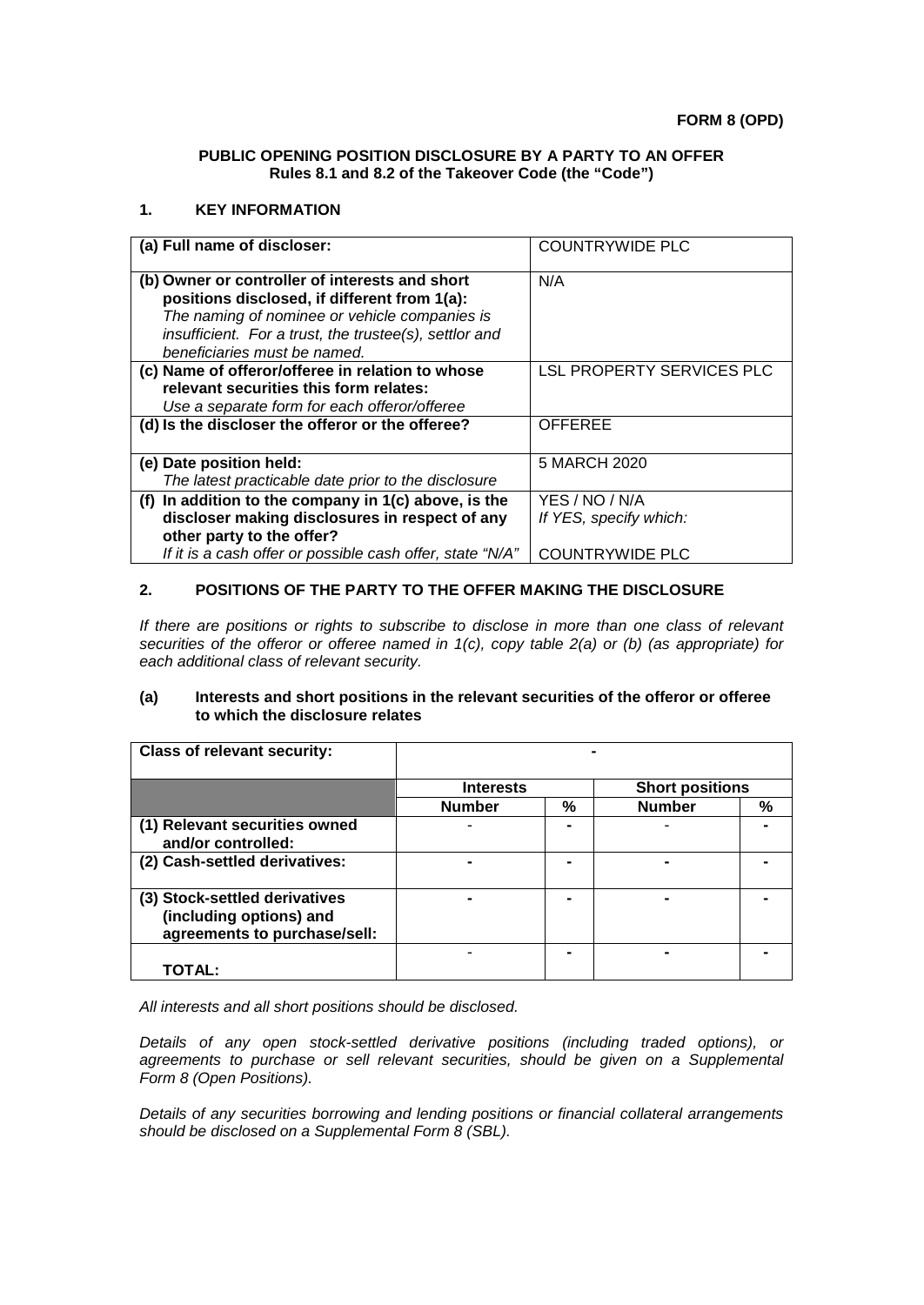**FORM 8 (OPD)**

**PUBLIC OPENING POSITION DISCLOSURE BY A PARTY TO AN OFFER**
**Rules 8.1 and 8.2 of the Takeover Code (the "Code")**

## 1. KEY INFORMATION

| | |
|---|---|
| **(a) Full name of discloser:** | COUNTRYWIDE PLC |
| **(b) Owner or controller of interests and short positions disclosed, if different from 1(a):** *The naming of nominee or vehicle companies is insufficient. For a trust, the trustee(s), settlor and beneficiaries must be named.* | N/A |
| **(c) Name of offeror/offeree in relation to whose relevant securities this form relates:** *Use a separate form for each offeror/offeree* | LSL PROPERTY SERVICES PLC |
| **(d) Is the discloser the offeror or the offeree?** | OFFEREE |
| **(e) Date position held:** *The latest practicable date prior to the disclosure* | 5 MARCH 2020 |
| **(f) In addition to the company in 1(c) above, is the discloser making disclosures in respect of any other party to the offer?** *If it is a cash offer or possible cash offer, state "N/A"* | YES / NO / N/A *If YES, specify which:* COUNTRYWIDE PLC |

## 2. POSITIONS OF THE PARTY TO THE OFFER MAKING THE DISCLOSURE

*If there are positions or rights to subscribe to disclose in more than one class of relevant securities of the offeror or offeree named in 1(c), copy table 2(a) or (b) (as appropriate) for each additional class of relevant security.*

### (a) Interests and short positions in the relevant securities of the offeror or offeree to which the disclosure relates

| **Class of relevant security:** | - | | | |
|---|---|---|---|---|
| | **Interests** | | **Short positions** | |
| | **Number** | **%** | **Number** | **%** |
| **(1) Relevant securities owned and/or controlled:** | - | - | - | - |
| **(2) Cash-settled derivatives:** | - | - | - | - |
| **(3) Stock-settled derivatives (including options) and agreements to purchase/sell:** | - | - | - | - |
| **TOTAL:** | - | - | - | - |

*All interests and all short positions should be disclosed.*

*Details of any open stock-settled derivative positions (including traded options), or agreements to purchase or sell relevant securities, should be given on a Supplemental Form 8 (Open Positions).*

*Details of any securities borrowing and lending positions or financial collateral arrangements should be disclosed on a Supplemental Form 8 (SBL).*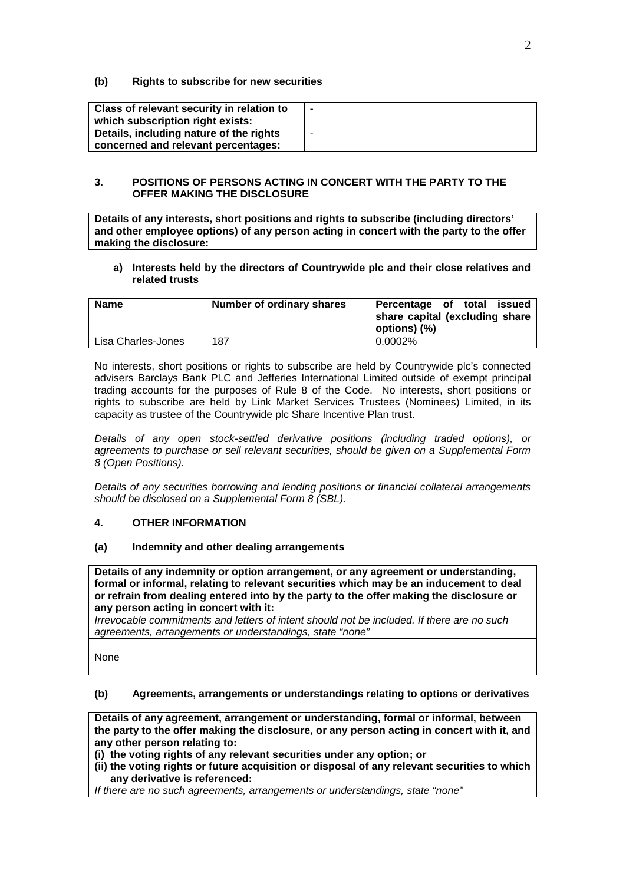### (b) Rights to subscribe for new securities

| | |
|---|---|
| **Class of relevant security in relation to which subscription right exists:** | - |
| **Details, including nature of the rights concerned and relevant percentages:** | - |

### 3. POSITIONS OF PERSONS ACTING IN CONCERT WITH THE PARTY TO THE OFFER MAKING THE DISCLOSURE

**Details of any interests, short positions and rights to subscribe (including directors' and other employee options) of any person acting in concert with the party to the offer making the disclosure:**

**a) Interests held by the directors of Countrywide plc and their close relatives and related trusts**

| Name | Number of ordinary shares | Percentage of total issued share capital (excluding share options) (%) |
|---|---|---|
| Lisa Charles-Jones | 187 | 0.0002% |

No interests, short positions or rights to subscribe are held by Countrywide plc's connected advisers Barclays Bank PLC and Jefferies International Limited outside of exempt principal trading accounts for the purposes of Rule 8 of the Code. No interests, short positions or rights to subscribe are held by Link Market Services Trustees (Nominees) Limited, in its capacity as trustee of the Countrywide plc Share Incentive Plan trust.

*Details of any open stock-settled derivative positions (including traded options), or agreements to purchase or sell relevant securities, should be given on a Supplemental Form 8 (Open Positions).*

*Details of any securities borrowing and lending positions or financial collateral arrangements should be disclosed on a Supplemental Form 8 (SBL).*

### 4. OTHER INFORMATION

### (a) Indemnity and other dealing arrangements

**Details of any indemnity or option arrangement, or any agreement or understanding, formal or informal, relating to relevant securities which may be an inducement to deal or refrain from dealing entered into by the party to the offer making the disclosure or any person acting in concert with it:**

*Irrevocable commitments and letters of intent should not be included. If there are no such agreements, arrangements or understandings, state "none"*

None

### (b) Agreements, arrangements or understandings relating to options or derivatives

**Details of any agreement, arrangement or understanding, formal or informal, between the party to the offer making the disclosure, or any person acting in concert with it, and any other person relating to:**

**(i) the voting rights of any relevant securities under any option; or**

**(ii) the voting rights or future acquisition or disposal of any relevant securities to which any derivative is referenced:**

*If there are no such agreements, arrangements or understandings, state "none"*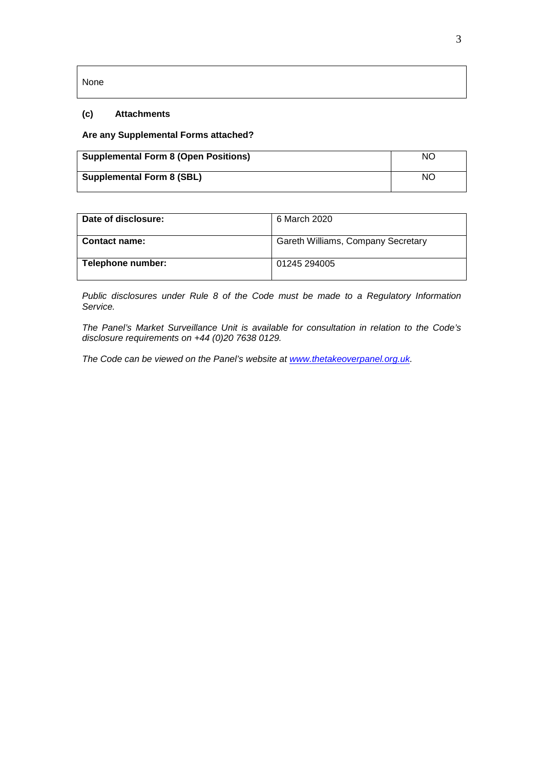| |
|---|
| None |

**(c) Attachments**

**Are any Supplemental Forms attached?**

| | |
|---|---|
| **Supplemental Form 8 (Open Positions)** | NO |
| **Supplemental Form 8 (SBL)** | NO |

| | |
|---|---|
| **Date of disclosure:** | 6 March 2020 |
| **Contact name:** | Gareth Williams, Company Secretary |
| **Telephone number:** | 01245 294005 |

*Public disclosures under Rule 8 of the Code must be made to a Regulatory Information Service.*

*The Panel's Market Surveillance Unit is available for consultation in relation to the Code's disclosure requirements on +44 (0)20 7638 0129.*

*The Code can be viewed on the Panel's website at www.thetakeoverpanel.org.uk.*